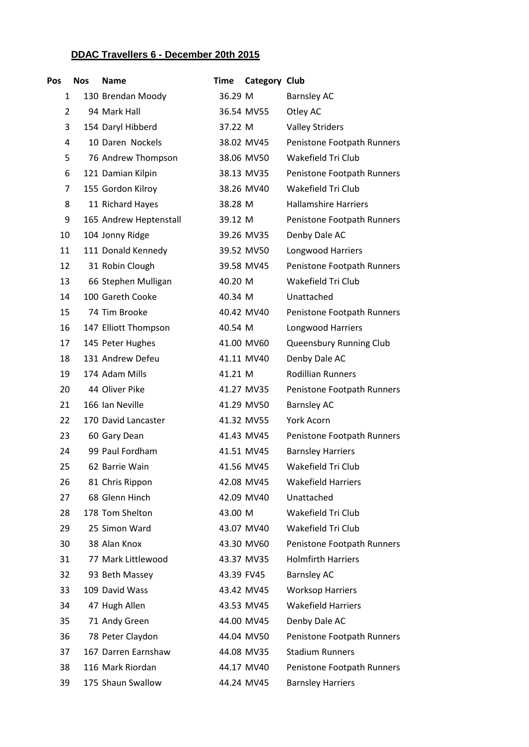## DDAC Travellers 6 - December 20th 2015

| Pos | Nos | Name | Time | Category | Club |
|---|---|---|---|---|---|
| 1 | 130 | Brendan Moody | 36.29 | M | Barnsley AC |
| 2 | 94 | Mark Hall | 36.54 | MV55 | Otley AC |
| 3 | 154 | Daryl Hibberd | 37.22 | M | Valley Striders |
| 4 | 10 | Daren Nockels | 38.02 | MV45 | Penistone Footpath Runners |
| 5 | 76 | Andrew Thompson | 38.06 | MV50 | Wakefield Tri Club |
| 6 | 121 | Damian Kilpin | 38.13 | MV35 | Penistone Footpath Runners |
| 7 | 155 | Gordon Kilroy | 38.26 | MV40 | Wakefield Tri Club |
| 8 | 11 | Richard Hayes | 38.28 | M | Hallamshire Harriers |
| 9 | 165 | Andrew Heptenstall | 39.12 | M | Penistone Footpath Runners |
| 10 | 104 | Jonny Ridge | 39.26 | MV35 | Denby Dale AC |
| 11 | 111 | Donald Kennedy | 39.52 | MV50 | Longwood Harriers |
| 12 | 31 | Robin Clough | 39.58 | MV45 | Penistone Footpath Runners |
| 13 | 66 | Stephen Mulligan | 40.20 | M | Wakefield Tri Club |
| 14 | 100 | Gareth Cooke | 40.34 | M | Unattached |
| 15 | 74 | Tim Brooke | 40.42 | MV40 | Penistone Footpath Runners |
| 16 | 147 | Elliott Thompson | 40.54 | M | Longwood Harriers |
| 17 | 145 | Peter Hughes | 41.00 | MV60 | Queensbury Running Club |
| 18 | 131 | Andrew Defeu | 41.11 | MV40 | Denby Dale AC |
| 19 | 174 | Adam Mills | 41.21 | M | Rodillian Runners |
| 20 | 44 | Oliver Pike | 41.27 | MV35 | Penistone Footpath Runners |
| 21 | 166 | Ian Neville | 41.29 | MV50 | Barnsley AC |
| 22 | 170 | David Lancaster | 41.32 | MV55 | York Acorn |
| 23 | 60 | Gary Dean | 41.43 | MV45 | Penistone Footpath Runners |
| 24 | 99 | Paul Fordham | 41.51 | MV45 | Barnsley Harriers |
| 25 | 62 | Barrie Wain | 41.56 | MV45 | Wakefield Tri Club |
| 26 | 81 | Chris Rippon | 42.08 | MV45 | Wakefield Harriers |
| 27 | 68 | Glenn Hinch | 42.09 | MV40 | Unattached |
| 28 | 178 | Tom Shelton | 43.00 | M | Wakefield Tri Club |
| 29 | 25 | Simon Ward | 43.07 | MV40 | Wakefield Tri Club |
| 30 | 38 | Alan Knox | 43.30 | MV60 | Penistone Footpath Runners |
| 31 | 77 | Mark Littlewood | 43.37 | MV35 | Holmfirth Harriers |
| 32 | 93 | Beth Massey | 43.39 | FV45 | Barnsley AC |
| 33 | 109 | David Wass | 43.42 | MV45 | Worksop Harriers |
| 34 | 47 | Hugh Allen | 43.53 | MV45 | Wakefield Harriers |
| 35 | 71 | Andy Green | 44.00 | MV45 | Denby Dale AC |
| 36 | 78 | Peter Claydon | 44.04 | MV50 | Penistone Footpath Runners |
| 37 | 167 | Darren Earnshaw | 44.08 | MV35 | Stadium Runners |
| 38 | 116 | Mark Riordan | 44.17 | MV40 | Penistone Footpath Runners |
| 39 | 175 | Shaun Swallow | 44.24 | MV45 | Barnsley Harriers |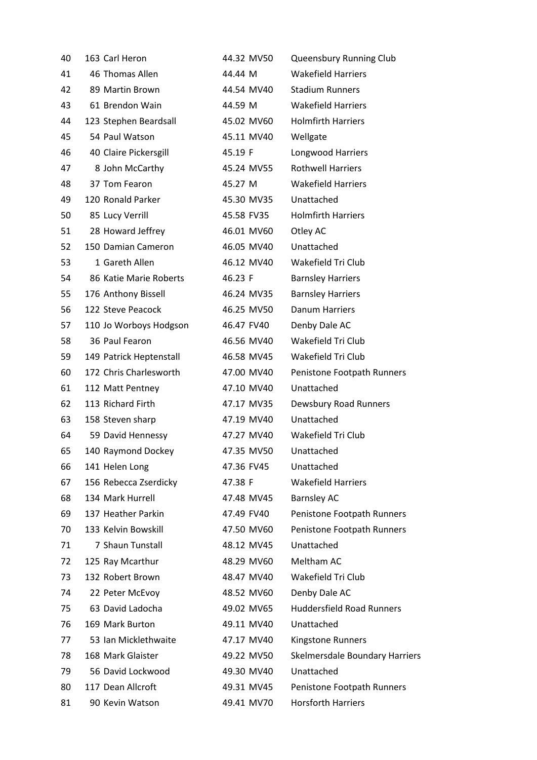| | | | | | |
|---|---|---|---|---|---|
| 40 | 163 | Carl Heron | 44.32 | MV50 | Queensbury Running Club |
| 41 | 46 | Thomas Allen | 44.44 | M | Wakefield Harriers |
| 42 | 89 | Martin Brown | 44.54 | MV40 | Stadium Runners |
| 43 | 61 | Brendon Wain | 44.59 | M | Wakefield Harriers |
| 44 | 123 | Stephen Beardsall | 45.02 | MV60 | Holmfirth Harriers |
| 45 | 54 | Paul Watson | 45.11 | MV40 | Wellgate |
| 46 | 40 | Claire Pickersgill | 45.19 | F | Longwood Harriers |
| 47 | 8 | John McCarthy | 45.24 | MV55 | Rothwell Harriers |
| 48 | 37 | Tom Fearon | 45.27 | M | Wakefield Harriers |
| 49 | 120 | Ronald Parker | 45.30 | MV35 | Unattached |
| 50 | 85 | Lucy Verrill | 45.58 | FV35 | Holmfirth Harriers |
| 51 | 28 | Howard Jeffrey | 46.01 | MV60 | Otley AC |
| 52 | 150 | Damian Cameron | 46.05 | MV40 | Unattached |
| 53 | 1 | Gareth Allen | 46.12 | MV40 | Wakefield Tri Club |
| 54 | 86 | Katie Marie Roberts | 46.23 | F | Barnsley Harriers |
| 55 | 176 | Anthony Bissell | 46.24 | MV35 | Barnsley Harriers |
| 56 | 122 | Steve Peacock | 46.25 | MV50 | Danum Harriers |
| 57 | 110 | Jo Worboys Hodgson | 46.47 | FV40 | Denby Dale AC |
| 58 | 36 | Paul Fearon | 46.56 | MV40 | Wakefield Tri Club |
| 59 | 149 | Patrick Heptenstall | 46.58 | MV45 | Wakefield Tri Club |
| 60 | 172 | Chris Charlesworth | 47.00 | MV40 | Penistone Footpath Runners |
| 61 | 112 | Matt Pentney | 47.10 | MV40 | Unattached |
| 62 | 113 | Richard Firth | 47.17 | MV35 | Dewsbury Road Runners |
| 63 | 158 | Steven sharp | 47.19 | MV40 | Unattached |
| 64 | 59 | David Hennessy | 47.27 | MV40 | Wakefield Tri Club |
| 65 | 140 | Raymond Dockey | 47.35 | MV50 | Unattached |
| 66 | 141 | Helen Long | 47.36 | FV45 | Unattached |
| 67 | 156 | Rebecca Zserdicky | 47.38 | F | Wakefield Harriers |
| 68 | 134 | Mark Hurrell | 47.48 | MV45 | Barnsley AC |
| 69 | 137 | Heather Parkin | 47.49 | FV40 | Penistone Footpath Runners |
| 70 | 133 | Kelvin Bowskill | 47.50 | MV60 | Penistone Footpath Runners |
| 71 | 7 | Shaun Tunstall | 48.12 | MV45 | Unattached |
| 72 | 125 | Ray Mcarthur | 48.29 | MV60 | Meltham AC |
| 73 | 132 | Robert Brown | 48.47 | MV40 | Wakefield Tri Club |
| 74 | 22 | Peter McEvoy | 48.52 | MV60 | Denby Dale AC |
| 75 | 63 | David Ladocha | 49.02 | MV65 | Huddersfield Road Runners |
| 76 | 169 | Mark Burton | 49.11 | MV40 | Unattached |
| 77 | 53 | Ian Micklethwaite | 47.17 | MV40 | Kingstone Runners |
| 78 | 168 | Mark Glaister | 49.22 | MV50 | Skelmersdale Boundary Harriers |
| 79 | 56 | David Lockwood | 49.30 | MV40 | Unattached |
| 80 | 117 | Dean Allcroft | 49.31 | MV45 | Penistone Footpath Runners |
| 81 | 90 | Kevin Watson | 49.41 | MV70 | Horsforth Harriers |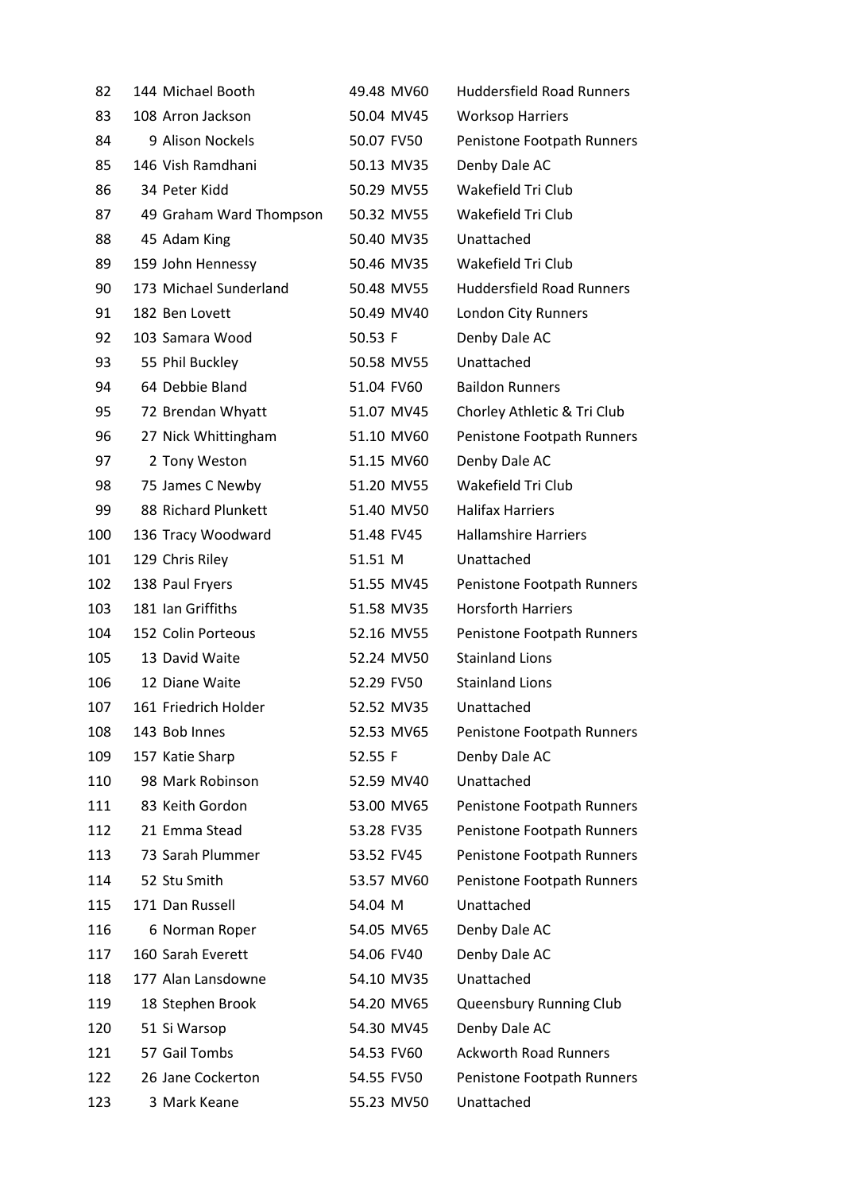| | | | | | |
|---|---|---|---|---|---|
| 82 | 144 | Michael Booth | 49.48 | MV60 | Huddersfield Road Runners |
| 83 | 108 | Arron Jackson | 50.04 | MV45 | Worksop Harriers |
| 84 | 9 | Alison Nockels | 50.07 | FV50 | Penistone Footpath Runners |
| 85 | 146 | Vish Ramdhani | 50.13 | MV35 | Denby Dale AC |
| 86 | 34 | Peter Kidd | 50.29 | MV55 | Wakefield Tri Club |
| 87 | 49 | Graham Ward Thompson | 50.32 | MV55 | Wakefield Tri Club |
| 88 | 45 | Adam King | 50.40 | MV35 | Unattached |
| 89 | 159 | John Hennessy | 50.46 | MV35 | Wakefield Tri Club |
| 90 | 173 | Michael Sunderland | 50.48 | MV55 | Huddersfield Road Runners |
| 91 | 182 | Ben Lovett | 50.49 | MV40 | London City Runners |
| 92 | 103 | Samara Wood | 50.53 | F | Denby Dale AC |
| 93 | 55 | Phil Buckley | 50.58 | MV55 | Unattached |
| 94 | 64 | Debbie Bland | 51.04 | FV60 | Baildon Runners |
| 95 | 72 | Brendan Whyatt | 51.07 | MV45 | Chorley Athletic & Tri Club |
| 96 | 27 | Nick Whittingham | 51.10 | MV60 | Penistone Footpath Runners |
| 97 | 2 | Tony Weston | 51.15 | MV60 | Denby Dale AC |
| 98 | 75 | James C Newby | 51.20 | MV55 | Wakefield Tri Club |
| 99 | 88 | Richard Plunkett | 51.40 | MV50 | Halifax Harriers |
| 100 | 136 | Tracy Woodward | 51.48 | FV45 | Hallamshire Harriers |
| 101 | 129 | Chris Riley | 51.51 | M | Unattached |
| 102 | 138 | Paul Fryers | 51.55 | MV45 | Penistone Footpath Runners |
| 103 | 181 | Ian Griffiths | 51.58 | MV35 | Horsforth Harriers |
| 104 | 152 | Colin Porteous | 52.16 | MV55 | Penistone Footpath Runners |
| 105 | 13 | David Waite | 52.24 | MV50 | Stainland Lions |
| 106 | 12 | Diane Waite | 52.29 | FV50 | Stainland Lions |
| 107 | 161 | Friedrich Holder | 52.52 | MV35 | Unattached |
| 108 | 143 | Bob Innes | 52.53 | MV65 | Penistone Footpath Runners |
| 109 | 157 | Katie Sharp | 52.55 | F | Denby Dale AC |
| 110 | 98 | Mark Robinson | 52.59 | MV40 | Unattached |
| 111 | 83 | Keith Gordon | 53.00 | MV65 | Penistone Footpath Runners |
| 112 | 21 | Emma Stead | 53.28 | FV35 | Penistone Footpath Runners |
| 113 | 73 | Sarah Plummer | 53.52 | FV45 | Penistone Footpath Runners |
| 114 | 52 | Stu Smith | 53.57 | MV60 | Penistone Footpath Runners |
| 115 | 171 | Dan Russell | 54.04 | M | Unattached |
| 116 | 6 | Norman Roper | 54.05 | MV65 | Denby Dale AC |
| 117 | 160 | Sarah Everett | 54.06 | FV40 | Denby Dale AC |
| 118 | 177 | Alan Lansdowne | 54.10 | MV35 | Unattached |
| 119 | 18 | Stephen Brook | 54.20 | MV65 | Queensbury Running Club |
| 120 | 51 | Si Warsop | 54.30 | MV45 | Denby Dale AC |
| 121 | 57 | Gail Tombs | 54.53 | FV60 | Ackworth Road Runners |
| 122 | 26 | Jane Cockerton | 54.55 | FV50 | Penistone Footpath Runners |
| 123 | 3 | Mark Keane | 55.23 | MV50 | Unattached |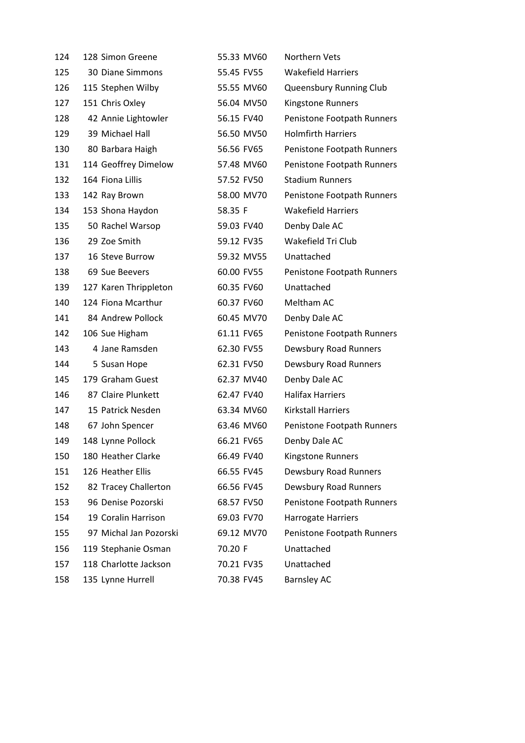| | | | | | |
|---|---|---|---|---|---|
| 124 | 128 | Simon Greene | 55.33 | MV60 | Northern Vets |
| 125 | 30 | Diane Simmons | 55.45 | FV55 | Wakefield Harriers |
| 126 | 115 | Stephen Wilby | 55.55 | MV60 | Queensbury Running Club |
| 127 | 151 | Chris Oxley | 56.04 | MV50 | Kingstone Runners |
| 128 | 42 | Annie Lightowler | 56.15 | FV40 | Penistone Footpath Runners |
| 129 | 39 | Michael Hall | 56.50 | MV50 | Holmfirth Harriers |
| 130 | 80 | Barbara Haigh | 56.56 | FV65 | Penistone Footpath Runners |
| 131 | 114 | Geoffrey Dimelow | 57.48 | MV60 | Penistone Footpath Runners |
| 132 | 164 | Fiona Lillis | 57.52 | FV50 | Stadium Runners |
| 133 | 142 | Ray Brown | 58.00 | MV70 | Penistone Footpath Runners |
| 134 | 153 | Shona Haydon | 58.35 | F | Wakefield Harriers |
| 135 | 50 | Rachel Warsop | 59.03 | FV40 | Denby Dale AC |
| 136 | 29 | Zoe Smith | 59.12 | FV35 | Wakefield Tri Club |
| 137 | 16 | Steve Burrow | 59.32 | MV55 | Unattached |
| 138 | 69 | Sue Beevers | 60.00 | FV55 | Penistone Footpath Runners |
| 139 | 127 | Karen Thrippleton | 60.35 | FV60 | Unattached |
| 140 | 124 | Fiona Mcarthur | 60.37 | FV60 | Meltham AC |
| 141 | 84 | Andrew Pollock | 60.45 | MV70 | Denby Dale AC |
| 142 | 106 | Sue Higham | 61.11 | FV65 | Penistone Footpath Runners |
| 143 | 4 | Jane Ramsden | 62.30 | FV55 | Dewsbury Road Runners |
| 144 | 5 | Susan Hope | 62.31 | FV50 | Dewsbury Road Runners |
| 145 | 179 | Graham Guest | 62.37 | MV40 | Denby Dale AC |
| 146 | 87 | Claire Plunkett | 62.47 | FV40 | Halifax Harriers |
| 147 | 15 | Patrick Nesden | 63.34 | MV60 | Kirkstall Harriers |
| 148 | 67 | John Spencer | 63.46 | MV60 | Penistone Footpath Runners |
| 149 | 148 | Lynne Pollock | 66.21 | FV65 | Denby Dale AC |
| 150 | 180 | Heather Clarke | 66.49 | FV40 | Kingstone Runners |
| 151 | 126 | Heather Ellis | 66.55 | FV45 | Dewsbury Road Runners |
| 152 | 82 | Tracey Challerton | 66.56 | FV45 | Dewsbury Road Runners |
| 153 | 96 | Denise Pozorski | 68.57 | FV50 | Penistone Footpath Runners |
| 154 | 19 | Coralin Harrison | 69.03 | FV70 | Harrogate Harriers |
| 155 | 97 | Michal Jan Pozorski | 69.12 | MV70 | Penistone Footpath Runners |
| 156 | 119 | Stephanie Osman | 70.20 | F | Unattached |
| 157 | 118 | Charlotte Jackson | 70.21 | FV35 | Unattached |
| 158 | 135 | Lynne Hurrell | 70.38 | FV45 | Barnsley AC |